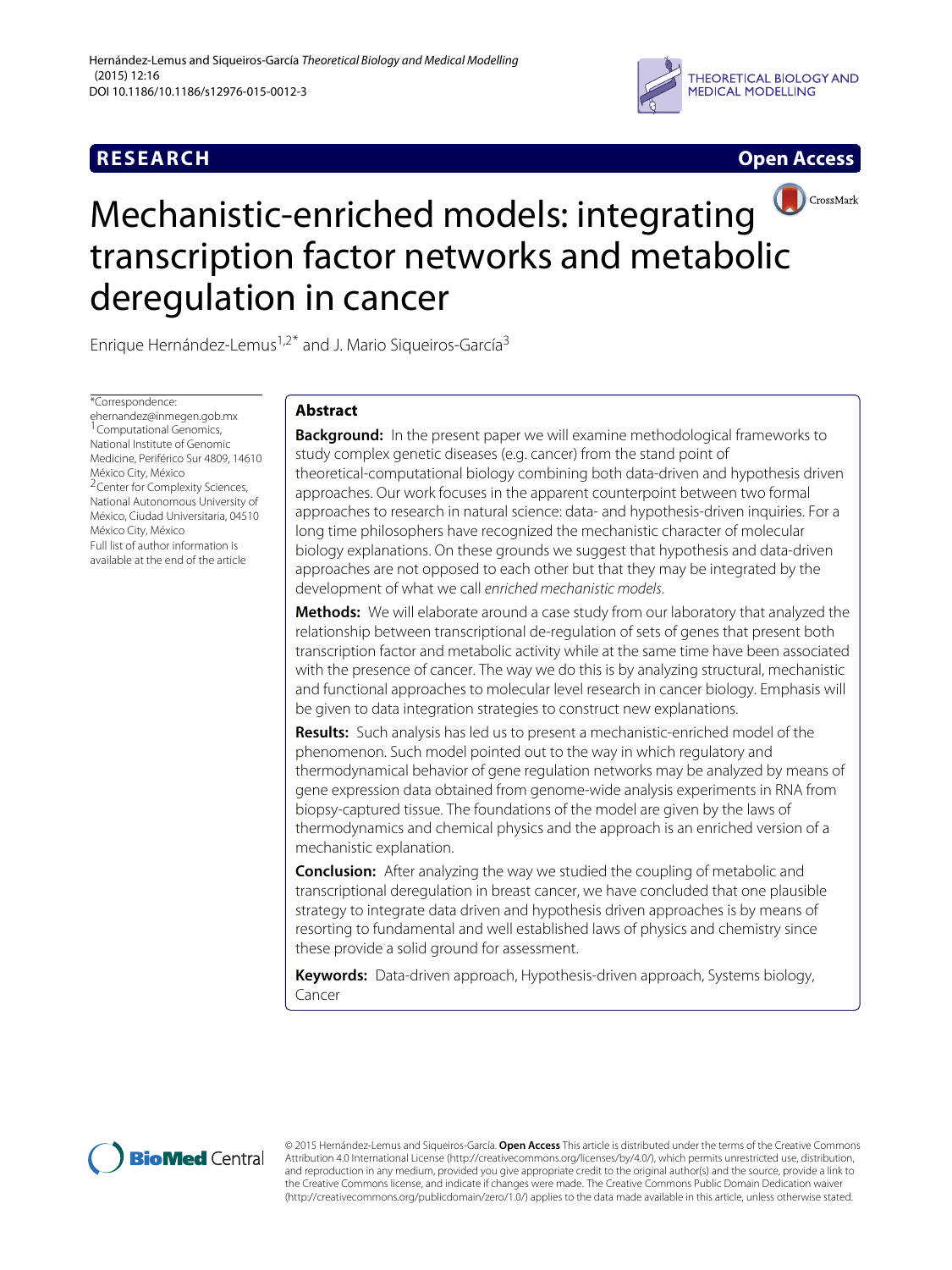**RESEARCH** **Open Access**

# Mechanistic-enriched models: integrating transcription factor networks and metabolic deregulation in cancer

Enrique Hernández-Lemus[1,2*] and J. Mario Siqueiros-García[3]

*Correspondence: ehernandez@inmegen.gob.mx
[1]Computational Genomics, National Institute of Genomic Medicine, Periférico Sur 4809, 14610 México City, México
[2]Center for Complexity Sciences, National Autonomous University of México, Ciudad Universitaria, 04510 México City, México
Full list of author information is available at the end of the article

## Abstract

**Background:** In the present paper we will examine methodological frameworks to study complex genetic diseases (e.g. cancer) from the stand point of theoretical-computational biology combining both data-driven and hypothesis driven approaches. Our work focuses in the apparent counterpoint between two formal approaches to research in natural science: data- and hypothesis-driven inquiries. For a long time philosophers have recognized the mechanistic character of molecular biology explanations. On these grounds we suggest that hypothesis and data-driven approaches are not opposed to each other but that they may be integrated by the development of what we call *enriched mechanistic models*.

**Methods:** We will elaborate around a case study from our laboratory that analyzed the relationship between transcriptional de-regulation of sets of genes that present both transcription factor and metabolic activity while at the same time have been associated with the presence of cancer. The way we do this is by analyzing structural, mechanistic and functional approaches to molecular level research in cancer biology. Emphasis will be given to data integration strategies to construct new explanations.

**Results:** Such analysis has led us to present a mechanistic-enriched model of the phenomenon. Such model pointed out to the way in which regulatory and thermodynamical behavior of gene regulation networks may be analyzed by means of gene expression data obtained from genome-wide analysis experiments in RNA from biopsy-captured tissue. The foundations of the model are given by the laws of thermodynamics and chemical physics and the approach is an enriched version of a mechanistic explanation.

**Conclusion:** After analyzing the way we studied the coupling of metabolic and transcriptional deregulation in breast cancer, we have concluded that one plausible strategy to integrate data driven and hypothesis driven approaches is by means of resorting to fundamental and well established laws of physics and chemistry since these provide a solid ground for assessment.

**Keywords:** Data-driven approach, Hypothesis-driven approach, Systems biology, Cancer

© 2015 Hernández-Lemus and Siqueiros-García. **Open Access** This article is distributed under the terms of the Creative Commons Attribution 4.0 International License (http://creativecommons.org/licenses/by/4.0/), which permits unrestricted use, distribution, and reproduction in any medium, provided you give appropriate credit to the original author(s) and the source, provide a link to the Creative Commons license, and indicate if changes were made. The Creative Commons Public Domain Dedication waiver (http://creativecommons.org/publicdomain/zero/1.0/) applies to the data made available in this article, unless otherwise stated.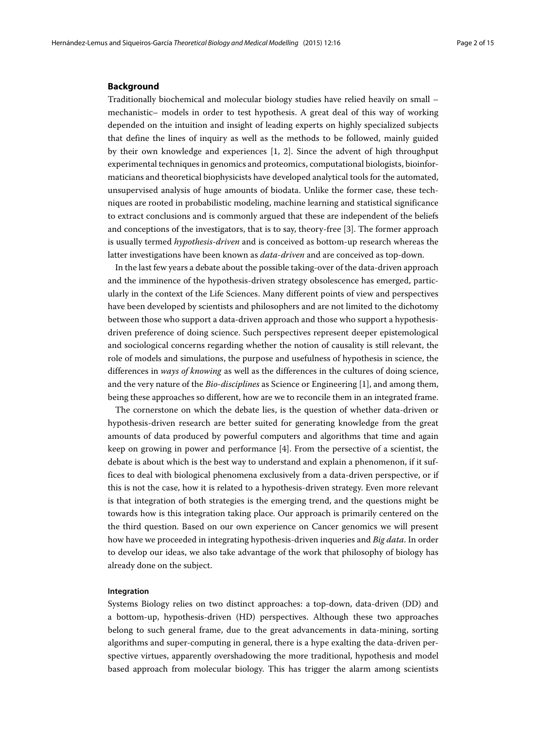## Background

Traditionally biochemical and molecular biology studies have relied heavily on small –mechanistic– models in order to test hypothesis. A great deal of this way of working depended on the intuition and insight of leading experts on highly specialized subjects that define the lines of inquiry as well as the methods to be followed, mainly guided by their own knowledge and experiences [1, 2]. Since the advent of high throughput experimental techniques in genomics and proteomics, computational biologists, bioinformaticians and theoretical biophysicists have developed analytical tools for the automated, unsupervised analysis of huge amounts of biodata. Unlike the former case, these techniques are rooted in probabilistic modeling, machine learning and statistical significance to extract conclusions and is commonly argued that these are independent of the beliefs and conceptions of the investigators, that is to say, theory-free [3]. The former approach is usually termed *hypothesis-driven* and is conceived as bottom-up research whereas the latter investigations have been known as *data-driven* and are conceived as top-down.

In the last few years a debate about the possible taking-over of the data-driven approach and the imminence of the hypothesis-driven strategy obsolescence has emerged, particularly in the context of the Life Sciences. Many different points of view and perspectives have been developed by scientists and philosophers and are not limited to the dichotomy between those who support a data-driven approach and those who support a hypothesis-driven preference of doing science. Such perspectives represent deeper epistemological and sociological concerns regarding whether the notion of causality is still relevant, the role of models and simulations, the purpose and usefulness of hypothesis in science, the differences in *ways of knowing* as well as the differences in the cultures of doing science, and the very nature of the *Bio-disciplines* as Science or Engineering [1], and among them, being these approaches so different, how are we to reconcile them in an integrated frame.

The cornerstone on which the debate lies, is the question of whether data-driven or hypothesis-driven research are better suited for generating knowledge from the great amounts of data produced by powerful computers and algorithms that time and again keep on growing in power and performance [4]. From the persective of a scientist, the debate is about which is the best way to understand and explain a phenomenon, if it suffices to deal with biological phenomena exclusively from a data-driven perspective, or if this is not the case, how it is related to a hypothesis-driven strategy. Even more relevant is that integration of both strategies is the emerging trend, and the questions might be towards how is this integration taking place. Our approach is primarily centered on the the third question. Based on our own experience on Cancer genomics we will present how have we proceeded in integrating hypothesis-driven inqueries and *Big data*. In order to develop our ideas, we also take advantage of the work that philosophy of biology has already done on the subject.

### Integration

Systems Biology relies on two distinct approaches: a top-down, data-driven (DD) and a bottom-up, hypothesis-driven (HD) perspectives. Although these two approaches belong to such general frame, due to the great advancements in data-mining, sorting algorithms and super-computing in general, there is a hype exalting the data-driven perspective virtues, apparently overshadowing the more traditional, hypothesis and model based approach from molecular biology. This has trigger the alarm among scientists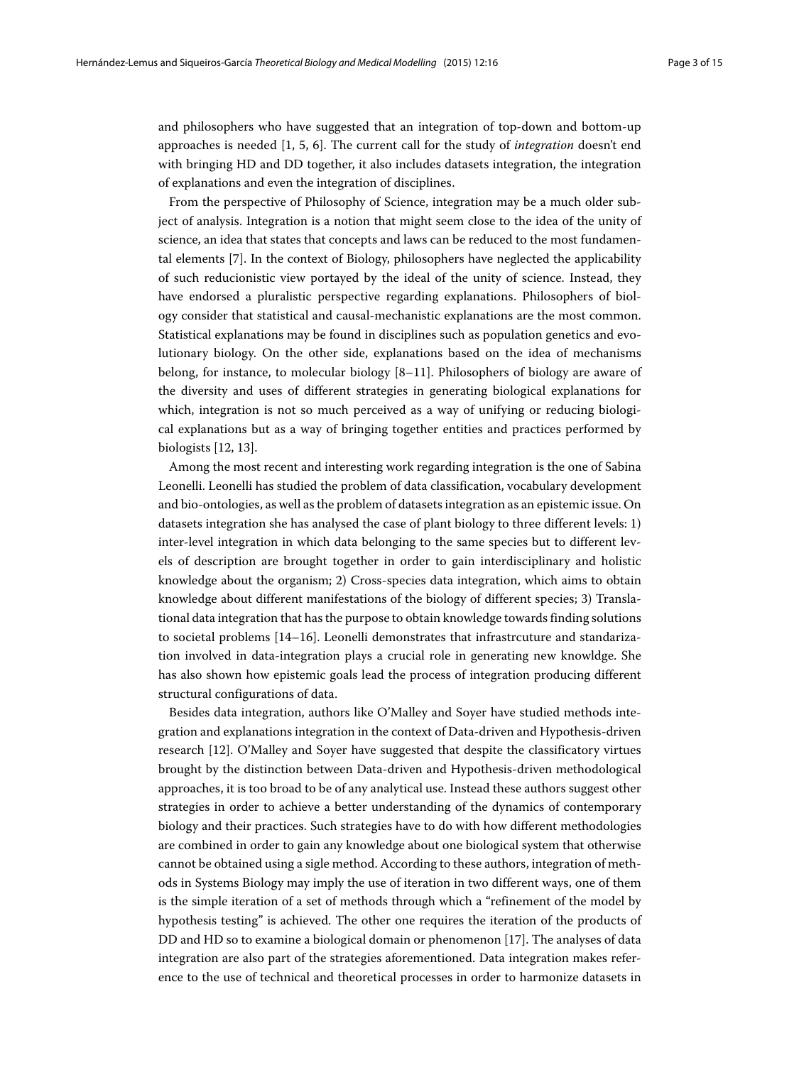and philosophers who have suggested that an integration of top-down and bottom-up approaches is needed [1, 5, 6]. The current call for the study of *integration* doesn't end with bringing HD and DD together, it also includes datasets integration, the integration of explanations and even the integration of disciplines.

From the perspective of Philosophy of Science, integration may be a much older subject of analysis. Integration is a notion that might seem close to the idea of the unity of science, an idea that states that concepts and laws can be reduced to the most fundamental elements [7]. In the context of Biology, philosophers have neglected the applicability of such reducionistic view portayed by the ideal of the unity of science. Instead, they have endorsed a pluralistic perspective regarding explanations. Philosophers of biology consider that statistical and causal-mechanistic explanations are the most common. Statistical explanations may be found in disciplines such as population genetics and evolutionary biology. On the other side, explanations based on the idea of mechanisms belong, for instance, to molecular biology [8–11]. Philosophers of biology are aware of the diversity and uses of different strategies in generating biological explanations for which, integration is not so much perceived as a way of unifying or reducing biological explanations but as a way of bringing together entities and practices performed by biologists [12, 13].

Among the most recent and interesting work regarding integration is the one of Sabina Leonelli. Leonelli has studied the problem of data classification, vocabulary development and bio-ontologies, as well as the problem of datasets integration as an epistemic issue. On datasets integration she has analysed the case of plant biology to three different levels: 1) inter-level integration in which data belonging to the same species but to different levels of description are brought together in order to gain interdisciplinary and holistic knowledge about the organism; 2) Cross-species data integration, which aims to obtain knowledge about different manifestations of the biology of different species; 3) Translational data integration that has the purpose to obtain knowledge towards finding solutions to societal problems [14–16]. Leonelli demonstrates that infrastrcuture and standarization involved in data-integration plays a crucial role in generating new knowldge. She has also shown how epistemic goals lead the process of integration producing different structural configurations of data.

Besides data integration, authors like O'Malley and Soyer have studied methods integration and explanations integration in the context of Data-driven and Hypothesis-driven research [12]. O'Malley and Soyer have suggested that despite the classificatory virtues brought by the distinction between Data-driven and Hypothesis-driven methodological approaches, it is too broad to be of any analytical use. Instead these authors suggest other strategies in order to achieve a better understanding of the dynamics of contemporary biology and their practices. Such strategies have to do with how different methodologies are combined in order to gain any knowledge about one biological system that otherwise cannot be obtained using a sigle method. According to these authors, integration of methods in Systems Biology may imply the use of iteration in two different ways, one of them is the simple iteration of a set of methods through which a "refinement of the model by hypothesis testing" is achieved. The other one requires the iteration of the products of DD and HD so to examine a biological domain or phenomenon [17]. The analyses of data integration are also part of the strategies aforementioned. Data integration makes reference to the use of technical and theoretical processes in order to harmonize datasets in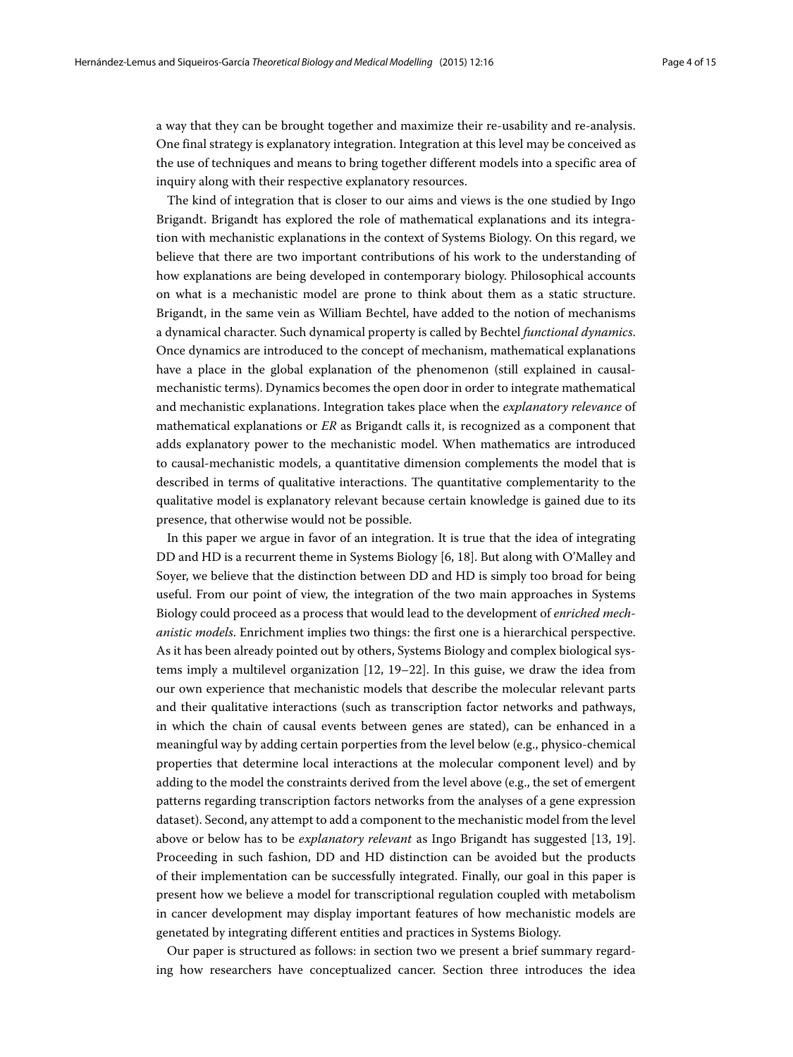a way that they can be brought together and maximize their re-usability and re-analysis. One final strategy is explanatory integration. Integration at this level may be conceived as the use of techniques and means to bring together different models into a specific area of inquiry along with their respective explanatory resources.

The kind of integration that is closer to our aims and views is the one studied by Ingo Brigandt. Brigandt has explored the role of mathematical explanations and its integration with mechanistic explanations in the context of Systems Biology. On this regard, we believe that there are two important contributions of his work to the understanding of how explanations are being developed in contemporary biology. Philosophical accounts on what is a mechanistic model are prone to think about them as a static structure. Brigandt, in the same vein as William Bechtel, have added to the notion of mechanisms a dynamical character. Such dynamical property is called by Bechtel *functional dynamics*. Once dynamics are introduced to the concept of mechanism, mathematical explanations have a place in the global explanation of the phenomenon (still explained in causal-mechanistic terms). Dynamics becomes the open door in order to integrate mathematical and mechanistic explanations. Integration takes place when the *explanatory relevance* of mathematical explanations or *ER* as Brigandt calls it, is recognized as a component that adds explanatory power to the mechanistic model. When mathematics are introduced to causal-mechanistic models, a quantitative dimension complements the model that is described in terms of qualitative interactions. The quantitative complementarity to the qualitative model is explanatory relevant because certain knowledge is gained due to its presence, that otherwise would not be possible.

In this paper we argue in favor of an integration. It is true that the idea of integrating DD and HD is a recurrent theme in Systems Biology [6, 18]. But along with O'Malley and Soyer, we believe that the distinction between DD and HD is simply too broad for being useful. From our point of view, the integration of the two main approaches in Systems Biology could proceed as a process that would lead to the development of *enriched mechanistic models*. Enrichment implies two things: the first one is a hierarchical perspective. As it has been already pointed out by others, Systems Biology and complex biological systems imply a multilevel organization [12, 19–22]. In this guise, we draw the idea from our own experience that mechanistic models that describe the molecular relevant parts and their qualitative interactions (such as transcription factor networks and pathways, in which the chain of causal events between genes are stated), can be enhanced in a meaningful way by adding certain porperties from the level below (e.g., physico-chemical properties that determine local interactions at the molecular component level) and by adding to the model the constraints derived from the level above (e.g., the set of emergent patterns regarding transcription factors networks from the analyses of a gene expression dataset). Second, any attempt to add a component to the mechanistic model from the level above or below has to be *explanatory relevant* as Ingo Brigandt has suggested [13, 19]. Proceeding in such fashion, DD and HD distinction can be avoided but the products of their implementation can be successfully integrated. Finally, our goal in this paper is present how we believe a model for transcriptional regulation coupled with metabolism in cancer development may display important features of how mechanistic models are genetated by integrating different entities and practices in Systems Biology.

Our paper is structured as follows: in section two we present a brief summary regarding how researchers have conceptualized cancer. Section three introduces the idea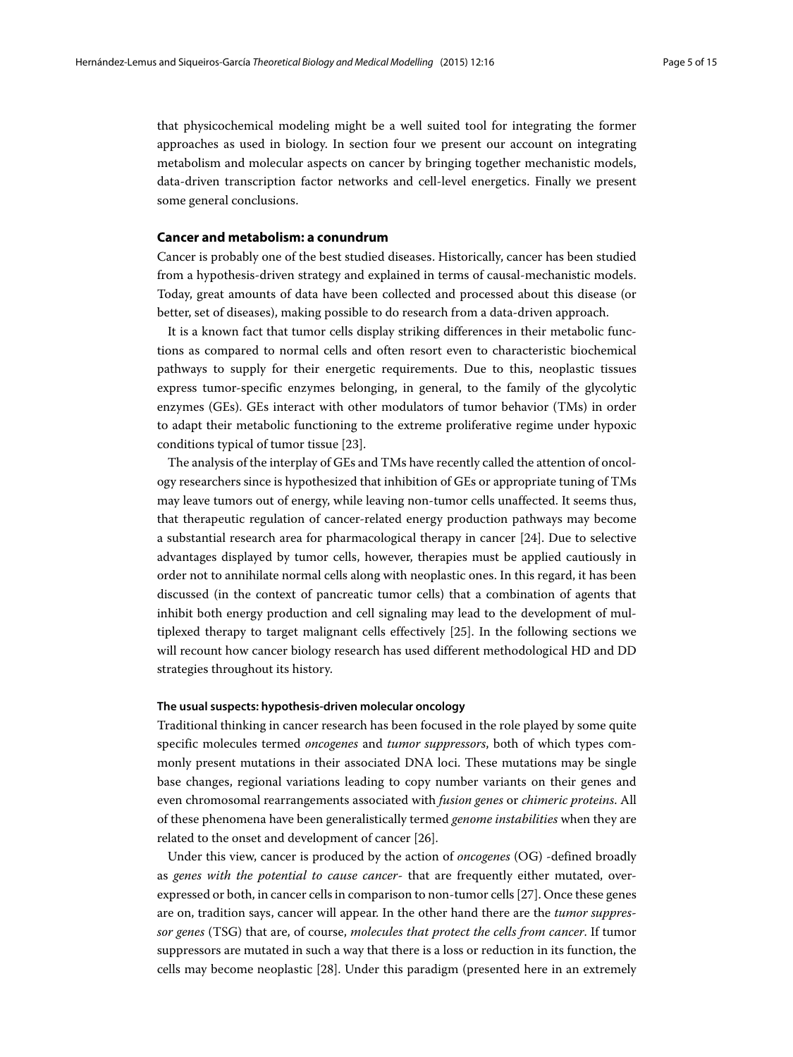that physicochemical modeling might be a well suited tool for integrating the former approaches as used in biology. In section four we present our account on integrating metabolism and molecular aspects on cancer by bringing together mechanistic models, data-driven transcription factor networks and cell-level energetics. Finally we present some general conclusions.

## Cancer and metabolism: a conundrum

Cancer is probably one of the best studied diseases. Historically, cancer has been studied from a hypothesis-driven strategy and explained in terms of causal-mechanistic models. Today, great amounts of data have been collected and processed about this disease (or better, set of diseases), making possible to do research from a data-driven approach.

It is a known fact that tumor cells display striking differences in their metabolic functions as compared to normal cells and often resort even to characteristic biochemical pathways to supply for their energetic requirements. Due to this, neoplastic tissues express tumor-specific enzymes belonging, in general, to the family of the glycolytic enzymes (GEs). GEs interact with other modulators of tumor behavior (TMs) in order to adapt their metabolic functioning to the extreme proliferative regime under hypoxic conditions typical of tumor tissue [23].

The analysis of the interplay of GEs and TMs have recently called the attention of oncology researchers since is hypothesized that inhibition of GEs or appropriate tuning of TMs may leave tumors out of energy, while leaving non-tumor cells unaffected. It seems thus, that therapeutic regulation of cancer-related energy production pathways may become a substantial research area for pharmacological therapy in cancer [24]. Due to selective advantages displayed by tumor cells, however, therapies must be applied cautiously in order not to annihilate normal cells along with neoplastic ones. In this regard, it has been discussed (in the context of pancreatic tumor cells) that a combination of agents that inhibit both energy production and cell signaling may lead to the development of multiplexed therapy to target malignant cells effectively [25]. In the following sections we will recount how cancer biology research has used different methodological HD and DD strategies throughout its history.

### The usual suspects: hypothesis-driven molecular oncology

Traditional thinking in cancer research has been focused in the role played by some quite specific molecules termed *oncogenes* and *tumor suppressors*, both of which types commonly present mutations in their associated DNA loci. These mutations may be single base changes, regional variations leading to copy number variants on their genes and even chromosomal rearrangements associated with *fusion genes* or *chimeric proteins*. All of these phenomena have been generalistically termed *genome instabilities* when they are related to the onset and development of cancer [26].

Under this view, cancer is produced by the action of *oncogenes* (OG) -defined broadly as *genes with the potential to cause cancer*- that are frequently either mutated, overexpressed or both, in cancer cells in comparison to non-tumor cells [27]. Once these genes are on, tradition says, cancer will appear. In the other hand there are the *tumor suppressor genes* (TSG) that are, of course, *molecules that protect the cells from cancer*. If tumor suppressors are mutated in such a way that there is a loss or reduction in its function, the cells may become neoplastic [28]. Under this paradigm (presented here in an extremely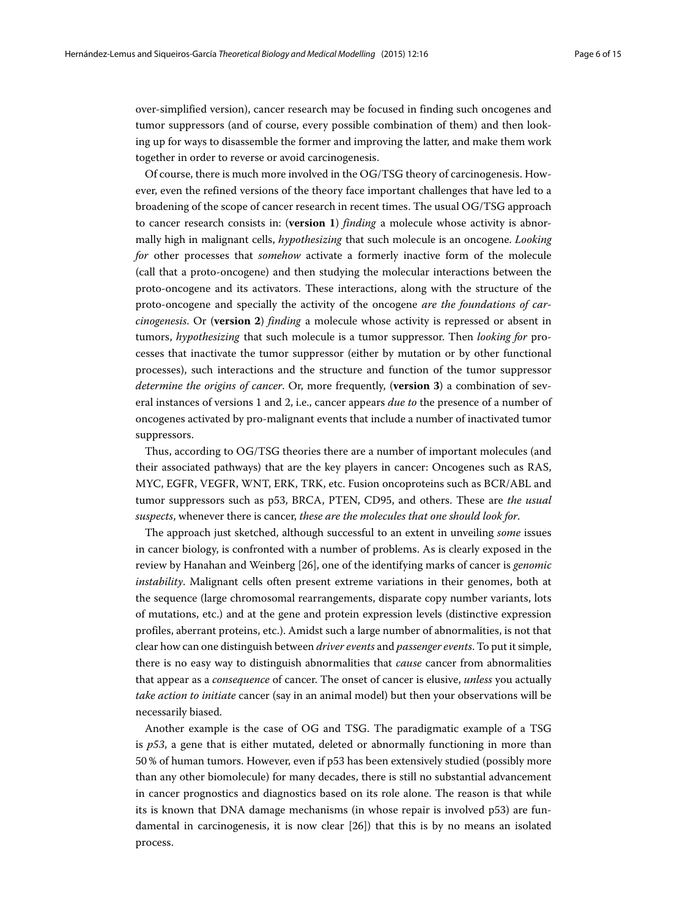over-simplified version), cancer research may be focused in finding such oncogenes and tumor suppressors (and of course, every possible combination of them) and then looking up for ways to disassemble the former and improving the latter, and make them work together in order to reverse or avoid carcinogenesis.

Of course, there is much more involved in the OG/TSG theory of carcinogenesis. However, even the refined versions of the theory face important challenges that have led to a broadening of the scope of cancer research in recent times. The usual OG/TSG approach to cancer research consists in: (**version 1**) *finding* a molecule whose activity is abnormally high in malignant cells, *hypothesizing* that such molecule is an oncogene. *Looking for* other processes that *somehow* activate a formerly inactive form of the molecule (call that a proto-oncogene) and then studying the molecular interactions between the proto-oncogene and its activators. These interactions, along with the structure of the proto-oncogene and specially the activity of the oncogene *are the foundations of carcinogenesis*. Or (**version 2**) *finding* a molecule whose activity is repressed or absent in tumors, *hypothesizing* that such molecule is a tumor suppressor. Then *looking for* processes that inactivate the tumor suppressor (either by mutation or by other functional processes), such interactions and the structure and function of the tumor suppressor *determine the origins of cancer*. Or, more frequently, (**version 3**) a combination of several instances of versions 1 and 2, i.e., cancer appears *due to* the presence of a number of oncogenes activated by pro-malignant events that include a number of inactivated tumor suppressors.

Thus, according to OG/TSG theories there are a number of important molecules (and their associated pathways) that are the key players in cancer: Oncogenes such as RAS, MYC, EGFR, VEGFR, WNT, ERK, TRK, etc. Fusion oncoproteins such as BCR/ABL and tumor suppressors such as p53, BRCA, PTEN, CD95, and others. These are *the usual suspects*, whenever there is cancer, *these are the molecules that one should look for*.

The approach just sketched, although successful to an extent in unveiling *some* issues in cancer biology, is confronted with a number of problems. As is clearly exposed in the review by Hanahan and Weinberg [26], one of the identifying marks of cancer is *genomic instability*. Malignant cells often present extreme variations in their genomes, both at the sequence (large chromosomal rearrangements, disparate copy number variants, lots of mutations, etc.) and at the gene and protein expression levels (distinctive expression profiles, aberrant proteins, etc.). Amidst such a large number of abnormalities, is not that clear how can one distinguish between *driver events* and *passenger events*. To put it simple, there is no easy way to distinguish abnormalities that *cause* cancer from abnormalities that appear as a *consequence* of cancer. The onset of cancer is elusive, *unless* you actually *take action to initiate* cancer (say in an animal model) but then your observations will be necessarily biased.

Another example is the case of OG and TSG. The paradigmatic example of a TSG is *p53*, a gene that is either mutated, deleted or abnormally functioning in more than 50 % of human tumors. However, even if p53 has been extensively studied (possibly more than any other biomolecule) for many decades, there is still no substantial advancement in cancer prognostics and diagnostics based on its role alone. The reason is that while its is known that DNA damage mechanisms (in whose repair is involved p53) are fundamental in carcinogenesis, it is now clear [26]) that this is by no means an isolated process.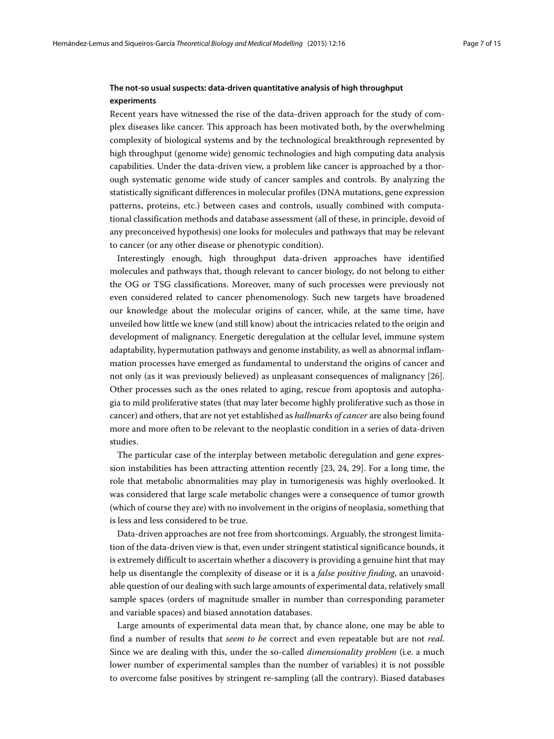### The not-so usual suspects: data-driven quantitative analysis of high throughput experiments

Recent years have witnessed the rise of the data-driven approach for the study of complex diseases like cancer. This approach has been motivated both, by the overwhelming complexity of biological systems and by the technological breakthrough represented by high throughput (genome wide) genomic technologies and high computing data analysis capabilities. Under the data-driven view, a problem like cancer is approached by a thorough systematic genome wide study of cancer samples and controls. By analyzing the statistically significant differences in molecular profiles (DNA mutations, gene expression patterns, proteins, etc.) between cases and controls, usually combined with computational classification methods and database assessment (all of these, in principle, devoid of any preconceived hypothesis) one looks for molecules and pathways that may be relevant to cancer (or any other disease or phenotypic condition).

Interestingly enough, high throughput data-driven approaches have identified molecules and pathways that, though relevant to cancer biology, do not belong to either the OG or TSG classifications. Moreover, many of such processes were previously not even considered related to cancer phenomenology. Such new targets have broadened our knowledge about the molecular origins of cancer, while, at the same time, have unveiled how little we knew (and still know) about the intricacies related to the origin and development of malignancy. Energetic deregulation at the cellular level, immune system adaptability, hypermutation pathways and genome instability, as well as abnormal inflammation processes have emerged as fundamental to understand the origins of cancer and not only (as it was previously believed) as unpleasant consequences of malignancy [26]. Other processes such as the ones related to aging, rescue from apoptosis and autophagia to mild proliferative states (that may later become highly proliferative such as those in cancer) and others, that are not yet established as *hallmarks of cancer* are also being found more and more often to be relevant to the neoplastic condition in a series of data-driven studies.

The particular case of the interplay between metabolic deregulation and gene expression instabilities has been attracting attention recently [23, 24, 29]. For a long time, the role that metabolic abnormalities may play in tumorigenesis was highly overlooked. It was considered that large scale metabolic changes were a consequence of tumor growth (which of course they are) with no involvement in the origins of neoplasia, something that is less and less considered to be true.

Data-driven approaches are not free from shortcomings. Arguably, the strongest limitation of the data-driven view is that, even under stringent statistical significance bounds, it is extremely difficult to ascertain whether a discovery is providing a genuine hint that may help us disentangle the complexity of disease or it is a *false positive finding*, an unavoidable question of our dealing with such large amounts of experimental data, relatively small sample spaces (orders of magnitude smaller in number than corresponding parameter and variable spaces) and biased annotation databases.

Large amounts of experimental data mean that, by chance alone, one may be able to find a number of results that *seem to be* correct and even repeatable but are not *real*. Since we are dealing with this, under the so-called *dimensionality problem* (i.e. a much lower number of experimental samples than the number of variables) it is not possible to overcome false positives by stringent re-sampling (all the contrary). Biased databases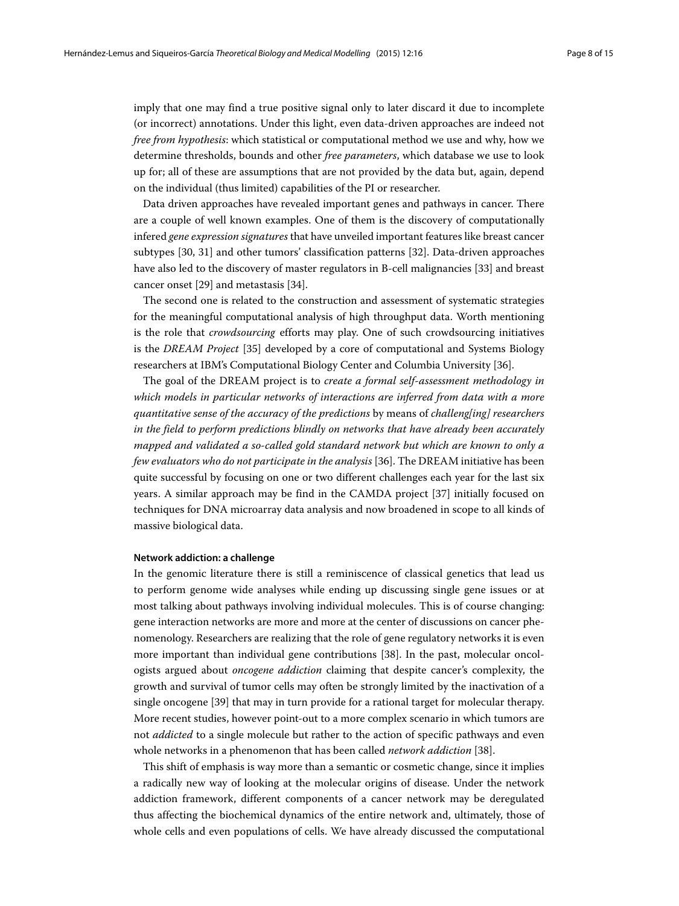imply that one may find a true positive signal only to later discard it due to incomplete (or incorrect) annotations. Under this light, even data-driven approaches are indeed not *free from hypothesis*: which statistical or computational method we use and why, how we determine thresholds, bounds and other *free parameters*, which database we use to look up for; all of these are assumptions that are not provided by the data but, again, depend on the individual (thus limited) capabilities of the PI or researcher.

Data driven approaches have revealed important genes and pathways in cancer. There are a couple of well known examples. One of them is the discovery of computationally infered *gene expression signatures* that have unveiled important features like breast cancer subtypes [30, 31] and other tumors' classification patterns [32]. Data-driven approaches have also led to the discovery of master regulators in B-cell malignancies [33] and breast cancer onset [29] and metastasis [34].

The second one is related to the construction and assessment of systematic strategies for the meaningful computational analysis of high throughput data. Worth mentioning is the role that *crowdsourcing* efforts may play. One of such crowdsourcing initiatives is the *DREAM Project* [35] developed by a core of computational and Systems Biology researchers at IBM's Computational Biology Center and Columbia University [36].

The goal of the DREAM project is to *create a formal self-assessment methodology in which models in particular networks of interactions are inferred from data with a more quantitative sense of the accuracy of the predictions* by means of *challeng[ing] researchers in the field to perform predictions blindly on networks that have already been accurately mapped and validated a so-called gold standard network but which are known to only a few evaluators who do not participate in the analysis* [36]. The DREAM initiative has been quite successful by focusing on one or two different challenges each year for the last six years. A similar approach may be find in the CAMDA project [37] initially focused on techniques for DNA microarray data analysis and now broadened in scope to all kinds of massive biological data.

#### Network addiction: a challenge

In the genomic literature there is still a reminiscence of classical genetics that lead us to perform genome wide analyses while ending up discussing single gene issues or at most talking about pathways involving individual molecules. This is of course changing: gene interaction networks are more and more at the center of discussions on cancer phenomenology. Researchers are realizing that the role of gene regulatory networks it is even more important than individual gene contributions [38]. In the past, molecular oncologists argued about *oncogene addiction* claiming that despite cancer's complexity, the growth and survival of tumor cells may often be strongly limited by the inactivation of a single oncogene [39] that may in turn provide for a rational target for molecular therapy. More recent studies, however point-out to a more complex scenario in which tumors are not *addicted* to a single molecule but rather to the action of specific pathways and even whole networks in a phenomenon that has been called *network addiction* [38].

This shift of emphasis is way more than a semantic or cosmetic change, since it implies a radically new way of looking at the molecular origins of disease. Under the network addiction framework, different components of a cancer network may be deregulated thus affecting the biochemical dynamics of the entire network and, ultimately, those of whole cells and even populations of cells. We have already discussed the computational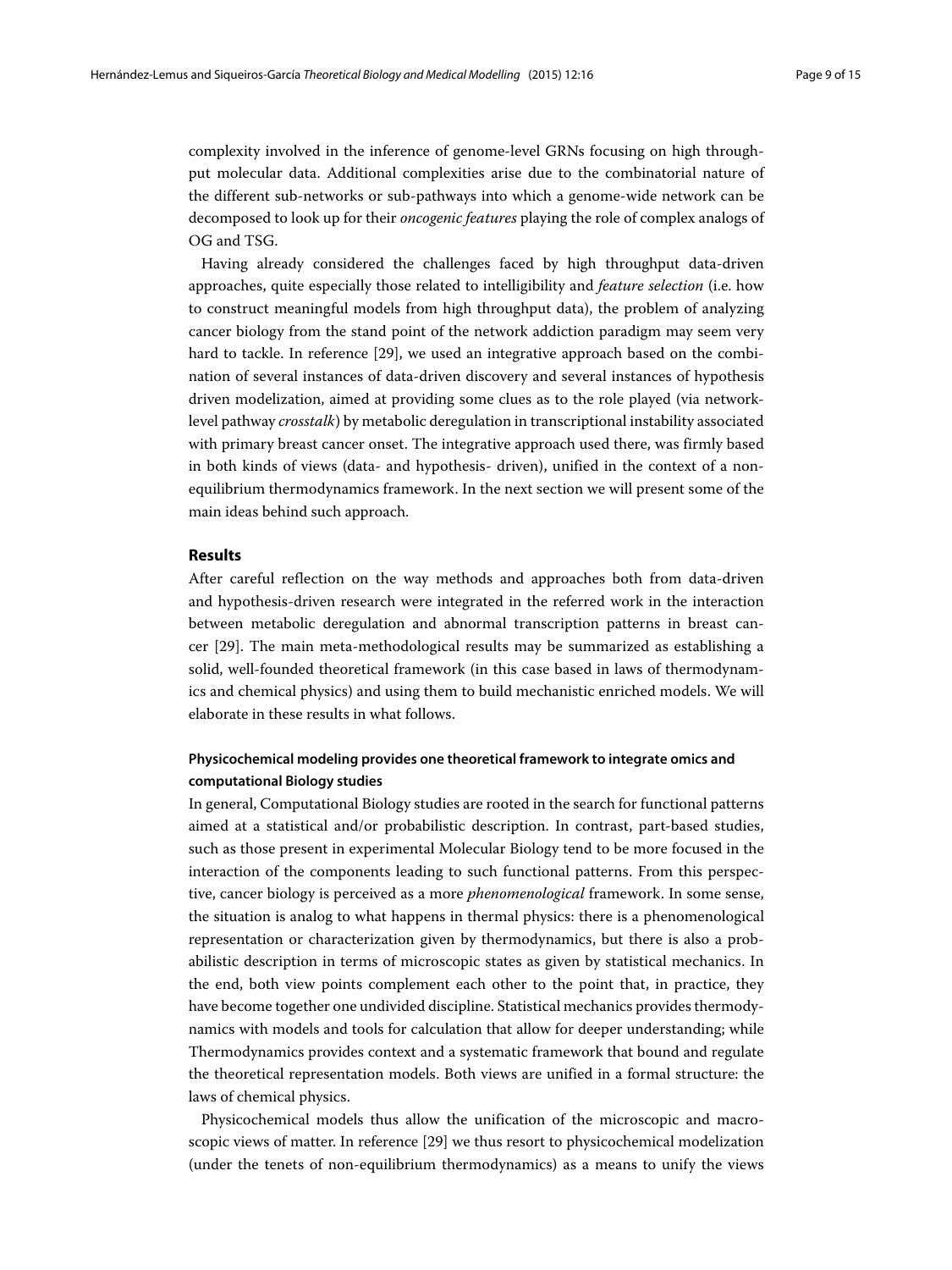complexity involved in the inference of genome-level GRNs focusing on high throughput molecular data. Additional complexities arise due to the combinatorial nature of the different sub-networks or sub-pathways into which a genome-wide network can be decomposed to look up for their *oncogenic features* playing the role of complex analogs of OG and TSG.

Having already considered the challenges faced by high throughput data-driven approaches, quite especially those related to intelligibility and *feature selection* (i.e. how to construct meaningful models from high throughput data), the problem of analyzing cancer biology from the stand point of the network addiction paradigm may seem very hard to tackle. In reference [29], we used an integrative approach based on the combination of several instances of data-driven discovery and several instances of hypothesis driven modelization, aimed at providing some clues as to the role played (via network-level pathway *crosstalk*) by metabolic deregulation in transcriptional instability associated with primary breast cancer onset. The integrative approach used there, was firmly based in both kinds of views (data- and hypothesis- driven), unified in the context of a non-equilibrium thermodynamics framework. In the next section we will present some of the main ideas behind such approach.

## Results

After careful reflection on the way methods and approaches both from data-driven and hypothesis-driven research were integrated in the referred work in the interaction between metabolic deregulation and abnormal transcription patterns in breast cancer [29]. The main meta-methodological results may be summarized as establishing a solid, well-founded theoretical framework (in this case based in laws of thermodynamics and chemical physics) and using them to build mechanistic enriched models. We will elaborate in these results in what follows.

### Physicochemical modeling provides one theoretical framework to integrate omics and computational Biology studies

In general, Computational Biology studies are rooted in the search for functional patterns aimed at a statistical and/or probabilistic description. In contrast, part-based studies, such as those present in experimental Molecular Biology tend to be more focused in the interaction of the components leading to such functional patterns. From this perspective, cancer biology is perceived as a more *phenomenological* framework. In some sense, the situation is analog to what happens in thermal physics: there is a phenomenological representation or characterization given by thermodynamics, but there is also a probabilistic description in terms of microscopic states as given by statistical mechanics. In the end, both view points complement each other to the point that, in practice, they have become together one undivided discipline. Statistical mechanics provides thermodynamics with models and tools for calculation that allow for deeper understanding; while Thermodynamics provides context and a systematic framework that bound and regulate the theoretical representation models. Both views are unified in a formal structure: the laws of chemical physics.

Physicochemical models thus allow the unification of the microscopic and macroscopic views of matter. In reference [29] we thus resort to physicochemical modelization (under the tenets of non-equilibrium thermodynamics) as a means to unify the views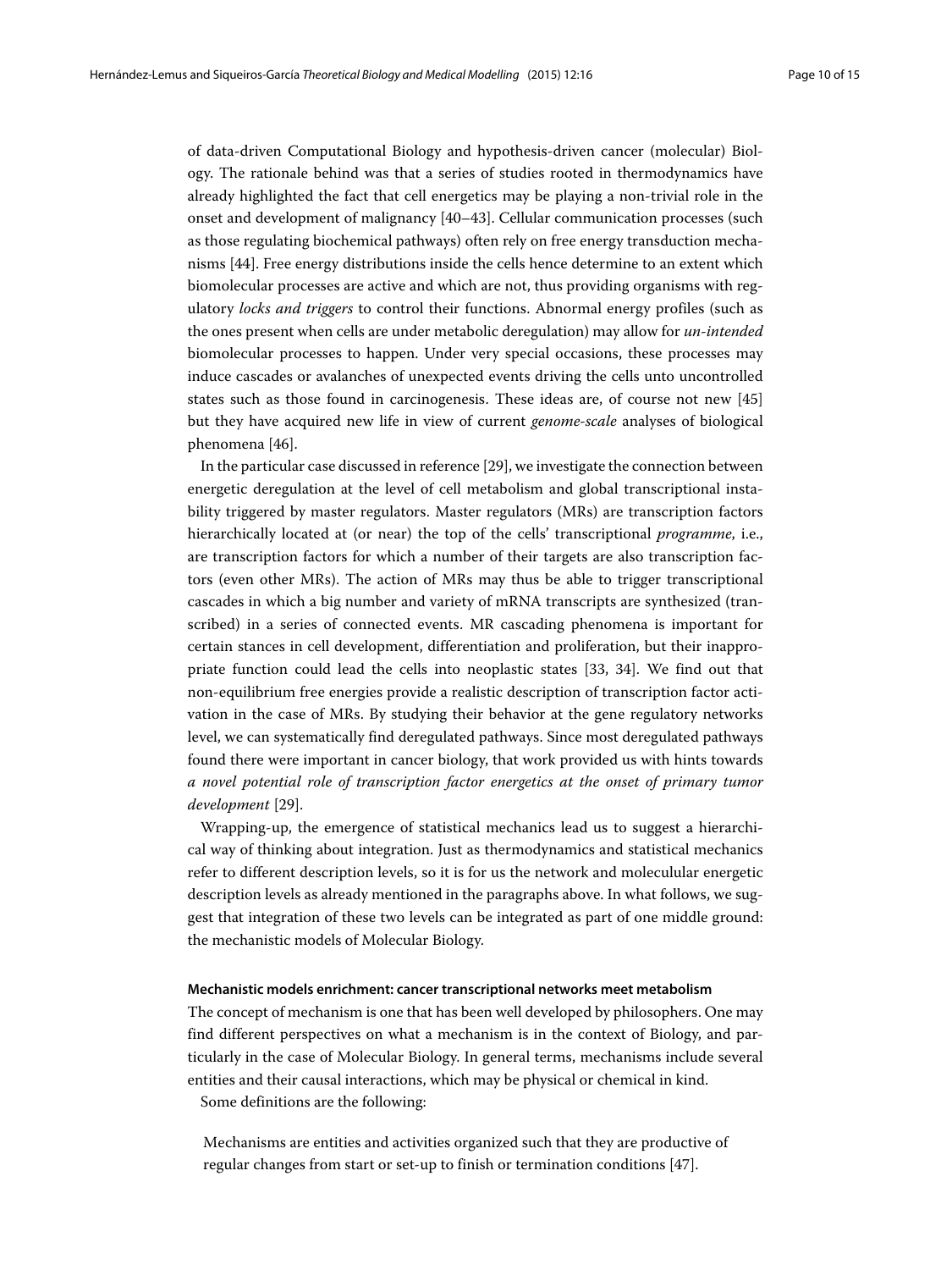of data-driven Computational Biology and hypothesis-driven cancer (molecular) Biology. The rationale behind was that a series of studies rooted in thermodynamics have already highlighted the fact that cell energetics may be playing a non-trivial role in the onset and development of malignancy [40–43]. Cellular communication processes (such as those regulating biochemical pathways) often rely on free energy transduction mechanisms [44]. Free energy distributions inside the cells hence determine to an extent which biomolecular processes are active and which are not, thus providing organisms with regulatory *locks and triggers* to control their functions. Abnormal energy profiles (such as the ones present when cells are under metabolic deregulation) may allow for *un-intended* biomolecular processes to happen. Under very special occasions, these processes may induce cascades or avalanches of unexpected events driving the cells unto uncontrolled states such as those found in carcinogenesis. These ideas are, of course not new [45] but they have acquired new life in view of current *genome-scale* analyses of biological phenomena [46].

In the particular case discussed in reference [29], we investigate the connection between energetic deregulation at the level of cell metabolism and global transcriptional instability triggered by master regulators. Master regulators (MRs) are transcription factors hierarchically located at (or near) the top of the cells' transcriptional *programme*, i.e., are transcription factors for which a number of their targets are also transcription factors (even other MRs). The action of MRs may thus be able to trigger transcriptional cascades in which a big number and variety of mRNA transcripts are synthesized (transcribed) in a series of connected events. MR cascading phenomena is important for certain stances in cell development, differentiation and proliferation, but their inappropriate function could lead the cells into neoplastic states [33, 34]. We find out that non-equilibrium free energies provide a realistic description of transcription factor activation in the case of MRs. By studying their behavior at the gene regulatory networks level, we can systematically find deregulated pathways. Since most deregulated pathways found there were important in cancer biology, that work provided us with hints towards *a novel potential role of transcription factor energetics at the onset of primary tumor development* [29].

Wrapping-up, the emergence of statistical mechanics lead us to suggest a hierarchical way of thinking about integration. Just as thermodynamics and statistical mechanics refer to different description levels, so it is for us the network and moleculular energetic description levels as already mentioned in the paragraphs above. In what follows, we suggest that integration of these two levels can be integrated as part of one middle ground: the mechanistic models of Molecular Biology.

#### Mechanistic models enrichment: cancer transcriptional networks meet metabolism

The concept of mechanism is one that has been well developed by philosophers. One may find different perspectives on what a mechanism is in the context of Biology, and particularly in the case of Molecular Biology. In general terms, mechanisms include several entities and their causal interactions, which may be physical or chemical in kind.

Some definitions are the following:

> Mechanisms are entities and activities organized such that they are productive of regular changes from start or set-up to finish or termination conditions [47].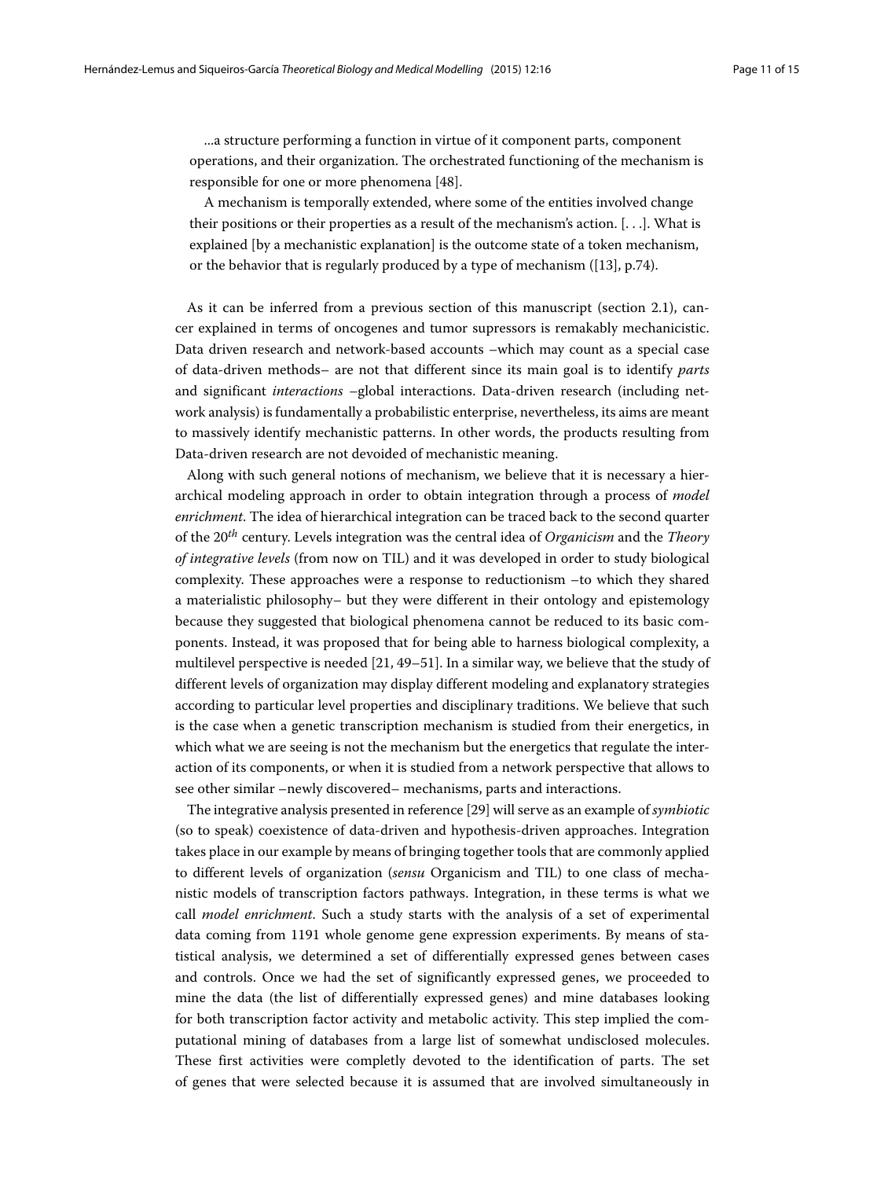> ...a structure performing a function in virtue of it component parts, component operations, and their organization. The orchestrated functioning of the mechanism is responsible for one or more phenomena [48].
>
> A mechanism is temporally extended, where some of the entities involved change their positions or their properties as a result of the mechanism's action. [. . .]. What is explained [by a mechanistic explanation] is the outcome state of a token mechanism, or the behavior that is regularly produced by a type of mechanism ([13], p.74).

As it can be inferred from a previous section of this manuscript (section 2.1), cancer explained in terms of oncogenes and tumor supressors is remakably mechanicistic. Data driven research and network-based accounts –which may count as a special case of data-driven methods– are not that different since its main goal is to identify *parts* and significant *interactions* –global interactions. Data-driven research (including network analysis) is fundamentally a probabilistic enterprise, nevertheless, its aims are meant to massively identify mechanistic patterns. In other words, the products resulting from Data-driven research are not devoided of mechanistic meaning.

Along with such general notions of mechanism, we believe that it is necessary a hierarchical modeling approach in order to obtain integration through a process of *model enrichment*. The idea of hierarchical integration can be traced back to the second quarter of the 20$^{th}$ century. Levels integration was the central idea of *Organicism* and the *Theory of integrative levels* (from now on TIL) and it was developed in order to study biological complexity. These approaches were a response to reductionism –to which they shared a materialistic philosophy– but they were different in their ontology and epistemology because they suggested that biological phenomena cannot be reduced to its basic components. Instead, it was proposed that for being able to harness biological complexity, a multilevel perspective is needed [21, 49–51]. In a similar way, we believe that the study of different levels of organization may display different modeling and explanatory strategies according to particular level properties and disciplinary traditions. We believe that such is the case when a genetic transcription mechanism is studied from their energetics, in which what we are seeing is not the mechanism but the energetics that regulate the interaction of its components, or when it is studied from a network perspective that allows to see other similar –newly discovered– mechanisms, parts and interactions.

The integrative analysis presented in reference [29] will serve as an example of *symbiotic* (so to speak) coexistence of data-driven and hypothesis-driven approaches. Integration takes place in our example by means of bringing together tools that are commonly applied to different levels of organization (*sensu* Organicism and TIL) to one class of mechanistic models of transcription factors pathways. Integration, in these terms is what we call *model enrichment*. Such a study starts with the analysis of a set of experimental data coming from 1191 whole genome gene expression experiments. By means of statistical analysis, we determined a set of differentially expressed genes between cases and controls. Once we had the set of significantly expressed genes, we proceeded to mine the data (the list of differentially expressed genes) and mine databases looking for both transcription factor activity and metabolic activity. This step implied the computational mining of databases from a large list of somewhat undisclosed molecules. These first activities were completly devoted to the identification of parts. The set of genes that were selected because it is assumed that are involved simultaneously in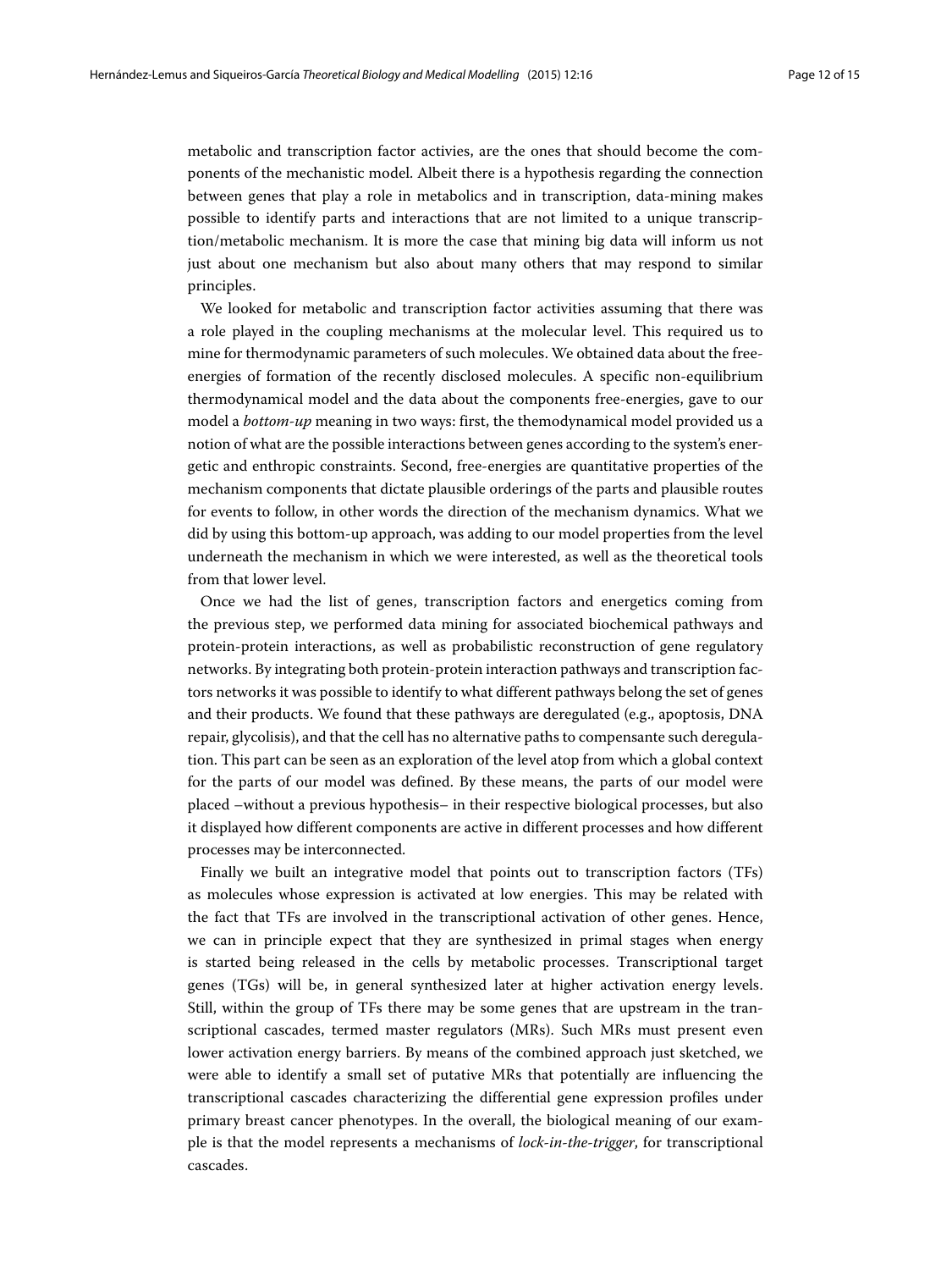metabolic and transcription factor activies, are the ones that should become the components of the mechanistic model. Albeit there is a hypothesis regarding the connection between genes that play a role in metabolics and in transcription, data-mining makes possible to identify parts and interactions that are not limited to a unique transcription/metabolic mechanism. It is more the case that mining big data will inform us not just about one mechanism but also about many others that may respond to similar principles.

We looked for metabolic and transcription factor activities assuming that there was a role played in the coupling mechanisms at the molecular level. This required us to mine for thermodynamic parameters of such molecules. We obtained data about the free-energies of formation of the recently disclosed molecules. A specific non-equilibrium thermodynamical model and the data about the components free-energies, gave to our model a *bottom-up* meaning in two ways: first, the themodynamical model provided us a notion of what are the possible interactions between genes according to the system's energetic and enthropic constraints. Second, free-energies are quantitative properties of the mechanism components that dictate plausible orderings of the parts and plausible routes for events to follow, in other words the direction of the mechanism dynamics. What we did by using this bottom-up approach, was adding to our model properties from the level underneath the mechanism in which we were interested, as well as the theoretical tools from that lower level.

Once we had the list of genes, transcription factors and energetics coming from the previous step, we performed data mining for associated biochemical pathways and protein-protein interactions, as well as probabilistic reconstruction of gene regulatory networks. By integrating both protein-protein interaction pathways and transcription factors networks it was possible to identify to what different pathways belong the set of genes and their products. We found that these pathways are deregulated (e.g., apoptosis, DNA repair, glycolisis), and that the cell has no alternative paths to compensante such deregulation. This part can be seen as an exploration of the level atop from which a global context for the parts of our model was defined. By these means, the parts of our model were placed –without a previous hypothesis– in their respective biological processes, but also it displayed how different components are active in different processes and how different processes may be interconnected.

Finally we built an integrative model that points out to transcription factors (TFs) as molecules whose expression is activated at low energies. This may be related with the fact that TFs are involved in the transcriptional activation of other genes. Hence, we can in principle expect that they are synthesized in primal stages when energy is started being released in the cells by metabolic processes. Transcriptional target genes (TGs) will be, in general synthesized later at higher activation energy levels. Still, within the group of TFs there may be some genes that are upstream in the transcriptional cascades, termed master regulators (MRs). Such MRs must present even lower activation energy barriers. By means of the combined approach just sketched, we were able to identify a small set of putative MRs that potentially are influencing the transcriptional cascades characterizing the differential gene expression profiles under primary breast cancer phenotypes. In the overall, the biological meaning of our example is that the model represents a mechanisms of *lock-in-the-trigger*, for transcriptional cascades.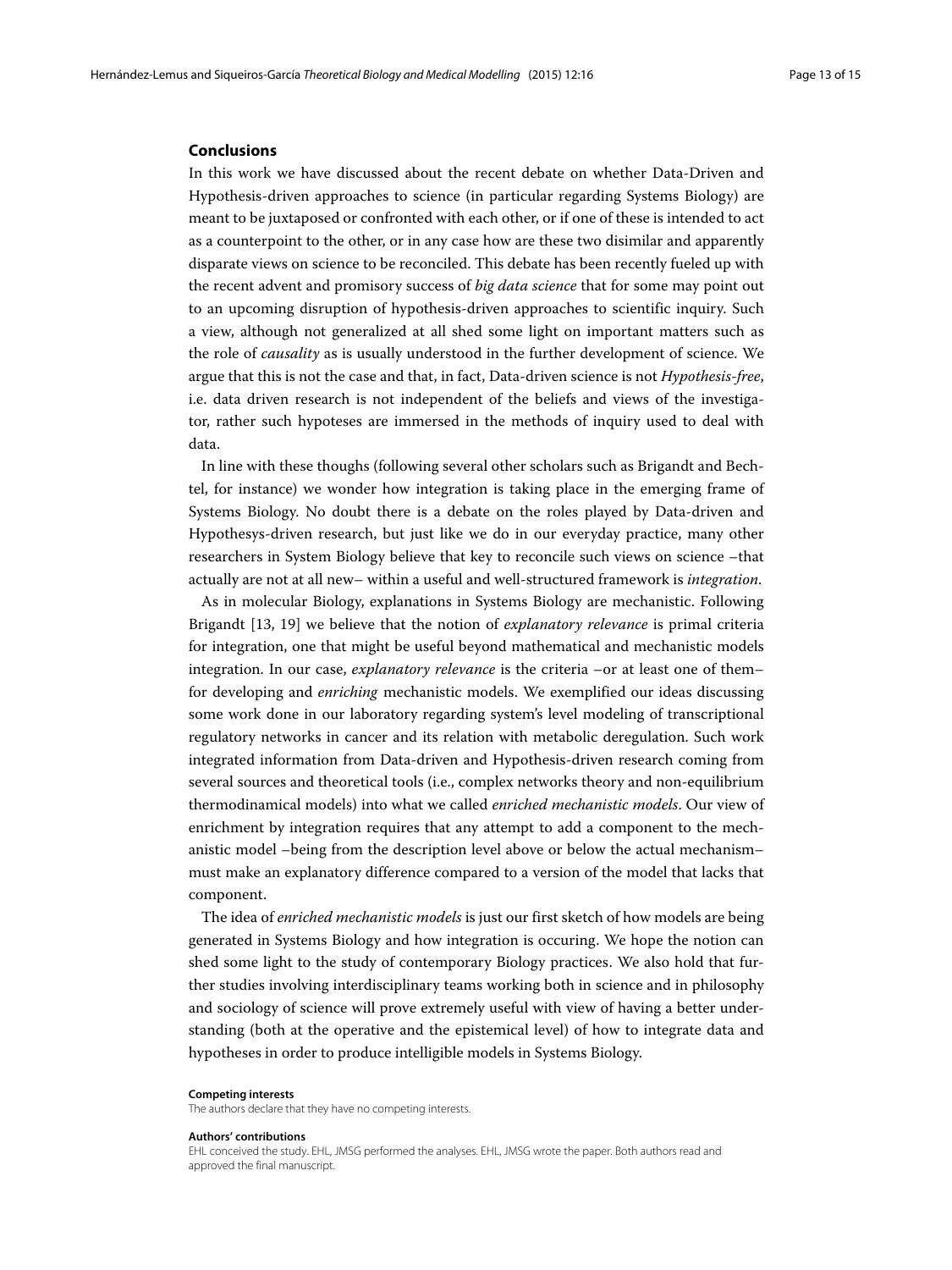## Conclusions

In this work we have discussed about the recent debate on whether Data-Driven and Hypothesis-driven approaches to science (in particular regarding Systems Biology) are meant to be juxtaposed or confronted with each other, or if one of these is intended to act as a counterpoint to the other, or in any case how are these two disimilar and apparently disparate views on science to be reconciled. This debate has been recently fueled up with the recent advent and promisory success of *big data science* that for some may point out to an upcoming disruption of hypothesis-driven approaches to scientific inquiry. Such a view, although not generalized at all shed some light on important matters such as the role of *causality* as is usually understood in the further development of science. We argue that this is not the case and that, in fact, Data-driven science is not *Hypothesis-free*, i.e. data driven research is not independent of the beliefs and views of the investigator, rather such hypoteses are immersed in the methods of inquiry used to deal with data.

In line with these thoughs (following several other scholars such as Brigandt and Bechtel, for instance) we wonder how integration is taking place in the emerging frame of Systems Biology. No doubt there is a debate on the roles played by Data-driven and Hypothesys-driven research, but just like we do in our everyday practice, many other researchers in System Biology believe that key to reconcile such views on science –that actually are not at all new– within a useful and well-structured framework is *integration*.

As in molecular Biology, explanations in Systems Biology are mechanistic. Following Brigandt [13, 19] we believe that the notion of *explanatory relevance* is primal criteria for integration, one that might be useful beyond mathematical and mechanistic models integration. In our case, *explanatory relevance* is the criteria –or at least one of them– for developing and *enriching* mechanistic models. We exemplified our ideas discussing some work done in our laboratory regarding system's level modeling of transcriptional regulatory networks in cancer and its relation with metabolic deregulation. Such work integrated information from Data-driven and Hypothesis-driven research coming from several sources and theoretical tools (i.e., complex networks theory and non-equilibrium thermodinamical models) into what we called *enriched mechanistic models*. Our view of enrichment by integration requires that any attempt to add a component to the mechanistic model –being from the description level above or below the actual mechanism– must make an explanatory difference compared to a version of the model that lacks that component.

The idea of *enriched mechanistic models* is just our first sketch of how models are being generated in Systems Biology and how integration is occuring. We hope the notion can shed some light to the study of contemporary Biology practices. We also hold that further studies involving interdisciplinary teams working both in science and in philosophy and sociology of science will prove extremely useful with view of having a better understanding (both at the operative and the epistemical level) of how to integrate data and hypotheses in order to produce intelligible models in Systems Biology.

#### Competing interests

The authors declare that they have no competing interests.

#### Authors' contributions

EHL conceived the study. EHL, JMSG performed the analyses. EHL, JMSG wrote the paper. Both authors read and approved the final manuscript.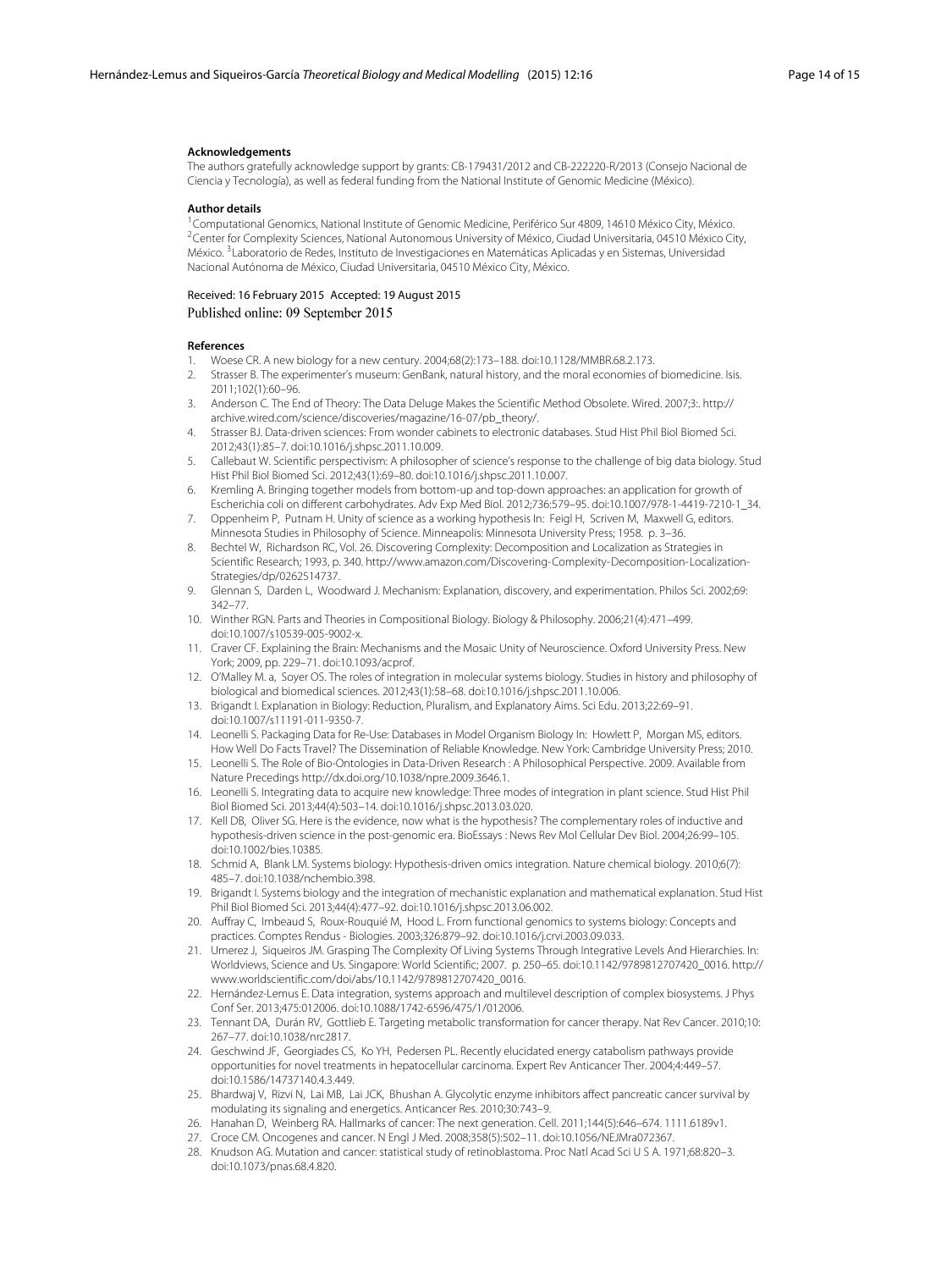#### Acknowledgements

The authors gratefully acknowledge support by grants: CB-179431/2012 and CB-222220-R/2013 (Consejo Nacional de Ciencia y Tecnología), as well as federal funding from the National Institute of Genomic Medicine (México).

#### Author details

[1]Computational Genomics, National Institute of Genomic Medicine, Periférico Sur 4809, 14610 México City, México. [2]Center for Complexity Sciences, National Autonomous University of México, Ciudad Universitaria, 04510 México City, México. [3]Laboratorio de Redes, Instituto de Investigaciones en Matemáticas Aplicadas y en Sistemas, Universidad Nacional Autónoma de México, Ciudad Universitaria, 04510 México City, México.

Received: 16 February 2015 Accepted: 19 August 2015
Published online: 09 September 2015

#### References

1. Woese CR. A new biology for a new century. 2004;68(2):173–188. doi:10.1128/MMBR.68.2.173.
2. Strasser B. The experimenter's museum: GenBank, natural history, and the moral economies of biomedicine. Isis. 2011;102(1):60–96.
3. Anderson C. The End of Theory: The Data Deluge Makes the Scientific Method Obsolete. Wired. 2007;3:. http://archive.wired.com/science/discoveries/magazine/16-07/pb_theory/.
4. Strasser BJ. Data-driven sciences: From wonder cabinets to electronic databases. Stud Hist Phil Biol Biomed Sci. 2012;43(1):85–7. doi:10.1016/j.shpsc.2011.10.009.
5. Callebaut W. Scientific perspectivism: A philosopher of science's response to the challenge of big data biology. Stud Hist Phil Biol Biomed Sci. 2012;43(1):69–80. doi:10.1016/j.shpsc.2011.10.007.
6. Kremling A. Bringing together models from bottom-up and top-down approaches: an application for growth of Escherichia coli on different carbohydrates. Adv Exp Med Biol. 2012;736:579–95. doi:10.1007/978-1-4419-7210-1_34.
7. Oppenheim P, Putnam H. Unity of science as a working hypothesis In: Feigl H, Scriven M, Maxwell G, editors. Minnesota Studies in Philosophy of Science. Minneapolis: Minnesota University Press; 1958. p. 3–36.
8. Bechtel W, Richardson RC, Vol. 26. Discovering Complexity: Decomposition and Localization as Strategies in Scientific Research; 1993, p. 340. http://www.amazon.com/Discovering-Complexity-Decomposition-Localization-Strategies/dp/0262514737.
9. Glennan S, Darden L, Woodward J. Mechanism: Explanation, discovery, and experimentation. Philos Sci. 2002;69: 342–77.
10. Winther RGN. Parts and Theories in Compositional Biology. Biology & Philosophy. 2006;21(4):471–499. doi:10.1007/s10539-005-9002-x.
11. Craver CF. Explaining the Brain: Mechanisms and the Mosaic Unity of Neuroscience. Oxford University Press. New York; 2009, pp. 229–71. doi:10.1093/acprof.
12. O'Malley M. a, Soyer OS. The roles of integration in molecular systems biology. Studies in history and philosophy of biological and biomedical sciences. 2012;43(1):58–68. doi:10.1016/j.shpsc.2011.10.006.
13. Brigandt I. Explanation in Biology: Reduction, Pluralism, and Explanatory Aims. Sci Edu. 2013;22:69–91. doi:10.1007/s11191-011-9350-7.
14. Leonelli S. Packaging Data for Re-Use: Databases in Model Organism Biology In: Howlett P, Morgan MS, editors. How Well Do Facts Travel? The Dissemination of Reliable Knowledge. New York: Cambridge University Press; 2010.
15. Leonelli S. The Role of Bio-Ontologies in Data-Driven Research : A Philosophical Perspective. 2009. Available from Nature Precedings http://dx.doi.org/10.1038/npre.2009.3646.1.
16. Leonelli S. Integrating data to acquire new knowledge: Three modes of integration in plant science. Stud Hist Phil Biol Biomed Sci. 2013;44(4):503–14. doi:10.1016/j.shpsc.2013.03.020.
17. Kell DB, Oliver SG. Here is the evidence, now what is the hypothesis? The complementary roles of inductive and hypothesis-driven science in the post-genomic era. BioEssays : News Rev Mol Cellular Dev Biol. 2004;26:99–105. doi:10.1002/bies.10385.
18. Schmid A, Blank LM. Systems biology: Hypothesis-driven omics integration. Nature chemical biology. 2010;6(7): 485–7. doi:10.1038/nchembio.398.
19. Brigandt I. Systems biology and the integration of mechanistic explanation and mathematical explanation. Stud Hist Phil Biol Biomed Sci. 2013;44(4):477–92. doi:10.1016/j.shpsc.2013.06.002.
20. Auffray C, Imbeaud S, Roux-Rouquié M, Hood L. From functional genomics to systems biology: Concepts and practices. Comptes Rendus - Biologies. 2003;326:879–92. doi:10.1016/j.crvi.2003.09.033.
21. Umerez J, Siqueiros JM. Grasping The Complexity Of Living Systems Through Integrative Levels And Hierarchies. In: Worldviews, Science and Us. Singapore: World Scientific; 2007. p. 250–65. doi:10.1142/9789812707420_0016. http://www.worldscientific.com/doi/abs/10.1142/9789812707420_0016.
22. Hernández-Lemus E. Data integration, systems approach and multilevel description of complex biosystems. J Phys Conf Ser. 2013;475:012006. doi:10.1088/1742-6596/475/1/012006.
23. Tennant DA, Durán RV, Gottlieb E. Targeting metabolic transformation for cancer therapy. Nat Rev Cancer. 2010;10: 267–77. doi:10.1038/nrc2817.
24. Geschwind JF, Georgiades CS, Ko YH, Pedersen PL. Recently elucidated energy catabolism pathways provide opportunities for novel treatments in hepatocellular carcinoma. Expert Rev Anticancer Ther. 2004;4:449–57. doi:10.1586/14737140.4.3.449.
25. Bhardwaj V, Rizvi N, Lai MB, Lai JCK, Bhushan A. Glycolytic enzyme inhibitors affect pancreatic cancer survival by modulating its signaling and energetics. Anticancer Res. 2010;30:743–9.
26. Hanahan D, Weinberg RA. Hallmarks of cancer: The next generation. Cell. 2011;144(5):646–674. 1111.6189v1.
27. Croce CM. Oncogenes and cancer. N Engl J Med. 2008;358(5):502–11. doi:10.1056/NEJMra072367.
28. Knudson AG. Mutation and cancer: statistical study of retinoblastoma. Proc Natl Acad Sci U S A. 1971;68:820–3. doi:10.1073/pnas.68.4.820.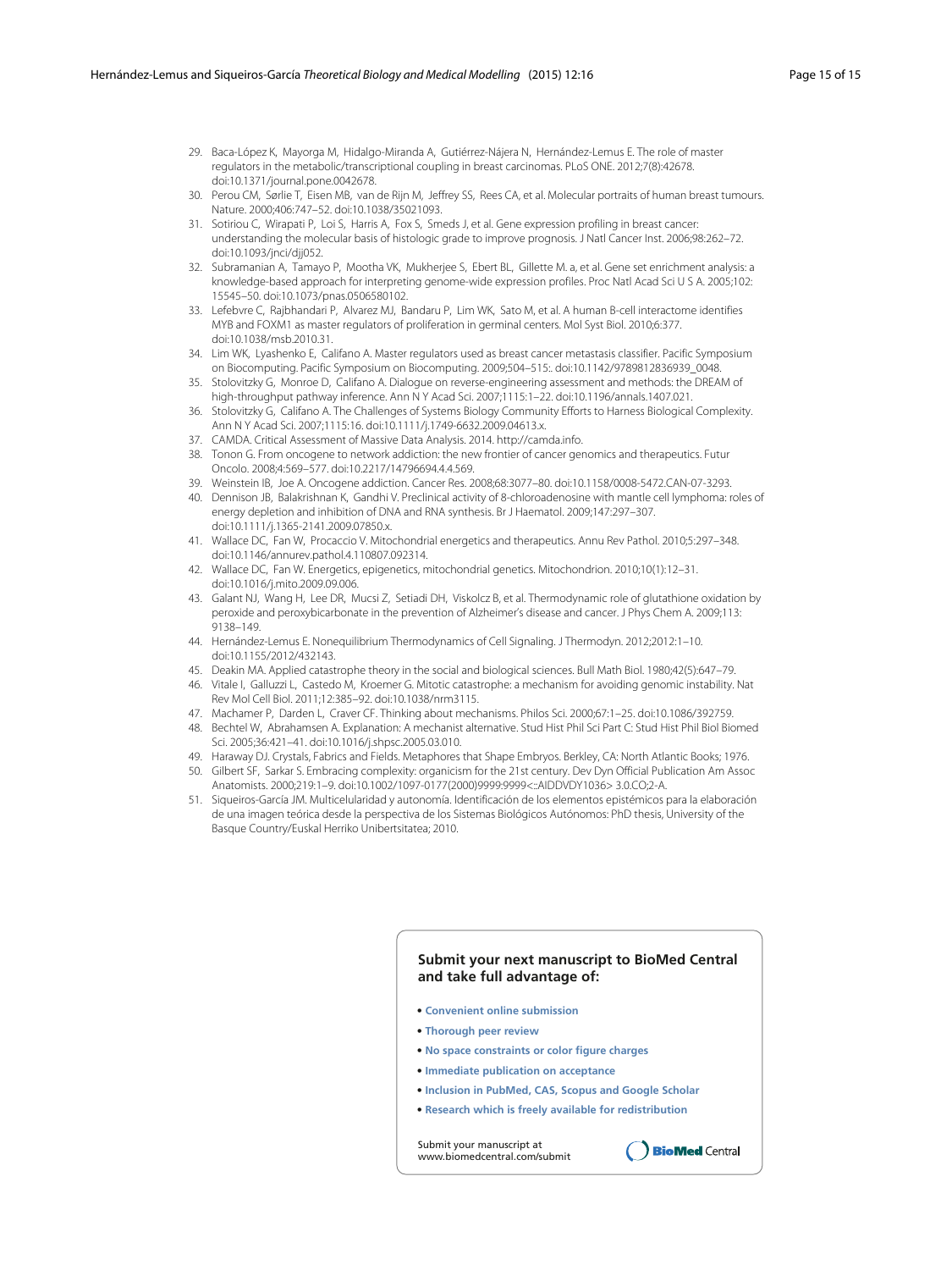29. Baca-López K, Mayorga M, Hidalgo-Miranda A, Gutiérrez-Nájera N, Hernández-Lemus E. The role of master regulators in the metabolic/transcriptional coupling in breast carcinomas. PLoS ONE. 2012;7(8):42678. doi:10.1371/journal.pone.0042678.
30. Perou CM, Sørlie T, Eisen MB, van de Rijn M, Jeffrey SS, Rees CA, et al. Molecular portraits of human breast tumours. Nature. 2000;406:747–52. doi:10.1038/35021093.
31. Sotiriou C, Wirapati P, Loi S, Harris A, Fox S, Smeds J, et al. Gene expression profiling in breast cancer: understanding the molecular basis of histologic grade to improve prognosis. J Natl Cancer Inst. 2006;98:262–72. doi:10.1093/jnci/djj052.
32. Subramanian A, Tamayo P, Mootha VK, Mukherjee S, Ebert BL, Gillette M. a, et al. Gene set enrichment analysis: a knowledge-based approach for interpreting genome-wide expression profiles. Proc Natl Acad Sci U S A. 2005;102: 15545–50. doi:10.1073/pnas.0506580102.
33. Lefebvre C, Rajbhandari P, Alvarez MJ, Bandaru P, Lim WK, Sato M, et al. A human B-cell interactome identifies MYB and FOXM1 as master regulators of proliferation in germinal centers. Mol Syst Biol. 2010;6:377. doi:10.1038/msb.2010.31.
34. Lim WK, Lyashenko E, Califano A. Master regulators used as breast cancer metastasis classifier. Pacific Symposium on Biocomputing. Pacific Symposium on Biocomputing. 2009;504–515:. doi:10.1142/9789812836939_0048.
35. Stolovitzky G, Monroe D, Califano A. Dialogue on reverse-engineering assessment and methods: the DREAM of high-throughput pathway inference. Ann N Y Acad Sci. 2007;1115:1–22. doi:10.1196/annals.1407.021.
36. Stolovitzky G, Califano A. The Challenges of Systems Biology Community Efforts to Harness Biological Complexity. Ann N Y Acad Sci. 2007;1115:16. doi:10.1111/j.1749-6632.2009.04613.x.
37. CAMDA. Critical Assessment of Massive Data Analysis. 2014. http://camda.info.
38. Tonon G. From oncogene to network addiction: the new frontier of cancer genomics and therapeutics. Futur Oncolo. 2008;4:569–577. doi:10.2217/14796694.4.4.569.
39. Weinstein IB, Joe A. Oncogene addiction. Cancer Res. 2008;68:3077–80. doi:10.1158/0008-5472.CAN-07-3293.
40. Dennison JB, Balakrishnan K, Gandhi V. Preclinical activity of 8-chloroadenosine with mantle cell lymphoma: roles of energy depletion and inhibition of DNA and RNA synthesis. Br J Haematol. 2009;147:297–307. doi:10.1111/j.1365-2141.2009.07850.x.
41. Wallace DC, Fan W, Procaccio V. Mitochondrial energetics and therapeutics. Annu Rev Pathol. 2010;5:297–348. doi:10.1146/annurev.pathol.4.110807.092314.
42. Wallace DC, Fan W. Energetics, epigenetics, mitochondrial genetics. Mitochondrion. 2010;10(1):12–31. doi:10.1016/j.mito.2009.09.006.
43. Galant NJ, Wang H, Lee DR, Mucsi Z, Setiadi DH, Viskolcz B, et al. Thermodynamic role of glutathione oxidation by peroxide and peroxybicarbonate in the prevention of Alzheimer's disease and cancer. J Phys Chem A. 2009;113: 9138–149.
44. Hernández-Lemus E. Nonequilibrium Thermodynamics of Cell Signaling. J Thermodyn. 2012;2012:1–10. doi:10.1155/2012/432143.
45. Deakin MA. Applied catastrophe theory in the social and biological sciences. Bull Math Biol. 1980;42(5):647–79.
46. Vitale I, Galluzzi L, Castedo M, Kroemer G. Mitotic catastrophe: a mechanism for avoiding genomic instability. Nat Rev Mol Cell Biol. 2011;12:385–92. doi:10.1038/nrm3115.
47. Machamer P, Darden L, Craver CF. Thinking about mechanisms. Philos Sci. 2000;67:1–25. doi:10.1086/392759.
48. Bechtel W, Abrahamsen A. Explanation: A mechanist alternative. Stud Hist Phil Sci Part C: Stud Hist Phil Biol Biomed Sci. 2005;36:421–41. doi:10.1016/j.shpsc.2005.03.010.
49. Haraway DJ. Crystals, Fabrics and Fields. Metaphores that Shape Embryos. Berkley, CA: North Atlantic Books; 1976.
50. Gilbert SF, Sarkar S. Embracing complexity: organicism for the 21st century. Dev Dyn Official Publication Am Assoc Anatomists. 2000;219:1–9. doi:10.1002/1097-0177(2000)9999:9999<::AIDDVDY1036> 3.0.CO;2-A.
51. Siqueiros-García JM. Multicelularidad y autonomía. Identificación de los elementos epistémicos para la elaboración de una imagen teórica desde la perspectiva de los Sistemas Biológicos Autónomos: PhD thesis, University of the Basque Country/Euskal Herriko Unibertsitatea; 2010.

**Submit your next manuscript to BioMed Central and take full advantage of:**

- **Convenient online submission**
- **Thorough peer review**
- **No space constraints or color figure charges**
- **Immediate publication on acceptance**
- **Inclusion in PubMed, CAS, Scopus and Google Scholar**
- **Research which is freely available for redistribution**

Submit your manuscript at
www.biomedcentral.com/submit

BioMed Central